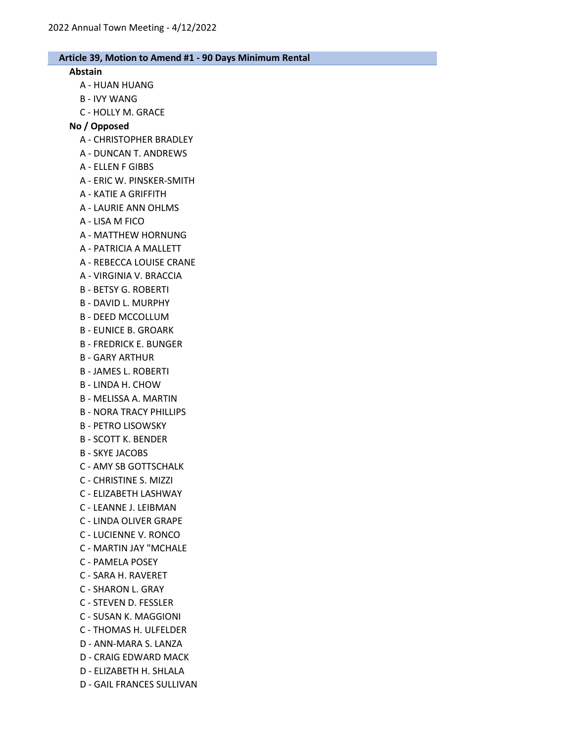## Article 39, Motion to Amend #1 - 90 Days Minimum Rental

**Abstain**

- A - HUAN HUANG
- B - IVY WANG
- C - HOLLY M. GRACE

**No / Opposed**

- A - CHRISTOPHER BRADLEY
- A - DUNCAN T. ANDREWS
- A - ELLEN F GIBBS
- A - ERIC W. PINSKER-SMITH
- A - KATIE A GRIFFITH
- A - LAURIE ANN OHLMS
- A - LISA M FICO
- A - MATTHEW HORNUNG
- A - PATRICIA A MALLETT
- A - REBECCA LOUISE CRANE
- A - VIRGINIA V. BRACCIA
- B - BETSY G. ROBERTI
- B - DAVID L. MURPHY
- B - DEED MCCOLLUM
- B - EUNICE B. GROARK
- B - FREDRICK E. BUNGER
- B - GARY ARTHUR
- B - JAMES L. ROBERTI
- B - LINDA H. CHOW
- B - MELISSA A. MARTIN
- B - NORA TRACY PHILLIPS
- B - PETRO LISOWSKY
- B - SCOTT K. BENDER
- B - SKYE JACOBS
- C - AMY SB GOTTSCHALK
- C - CHRISTINE S. MIZZI
- C - ELIZABETH LASHWAY
- C - LEANNE J. LEIBMAN
- C - LINDA OLIVER GRAPE
- C - LUCIENNE V. RONCO
- C - MARTIN JAY "MCHALE
- C - PAMELA POSEY
- C - SARA H. RAVERET
- C - SHARON L. GRAY
- C - STEVEN D. FESSLER
- C - SUSAN K. MAGGIONI
- C - THOMAS H. ULFELDER
- D - ANN-MARA S. LANZA
- D - CRAIG EDWARD MACK
- D - ELIZABETH H. SHLALA
- D - GAIL FRANCES SULLIVAN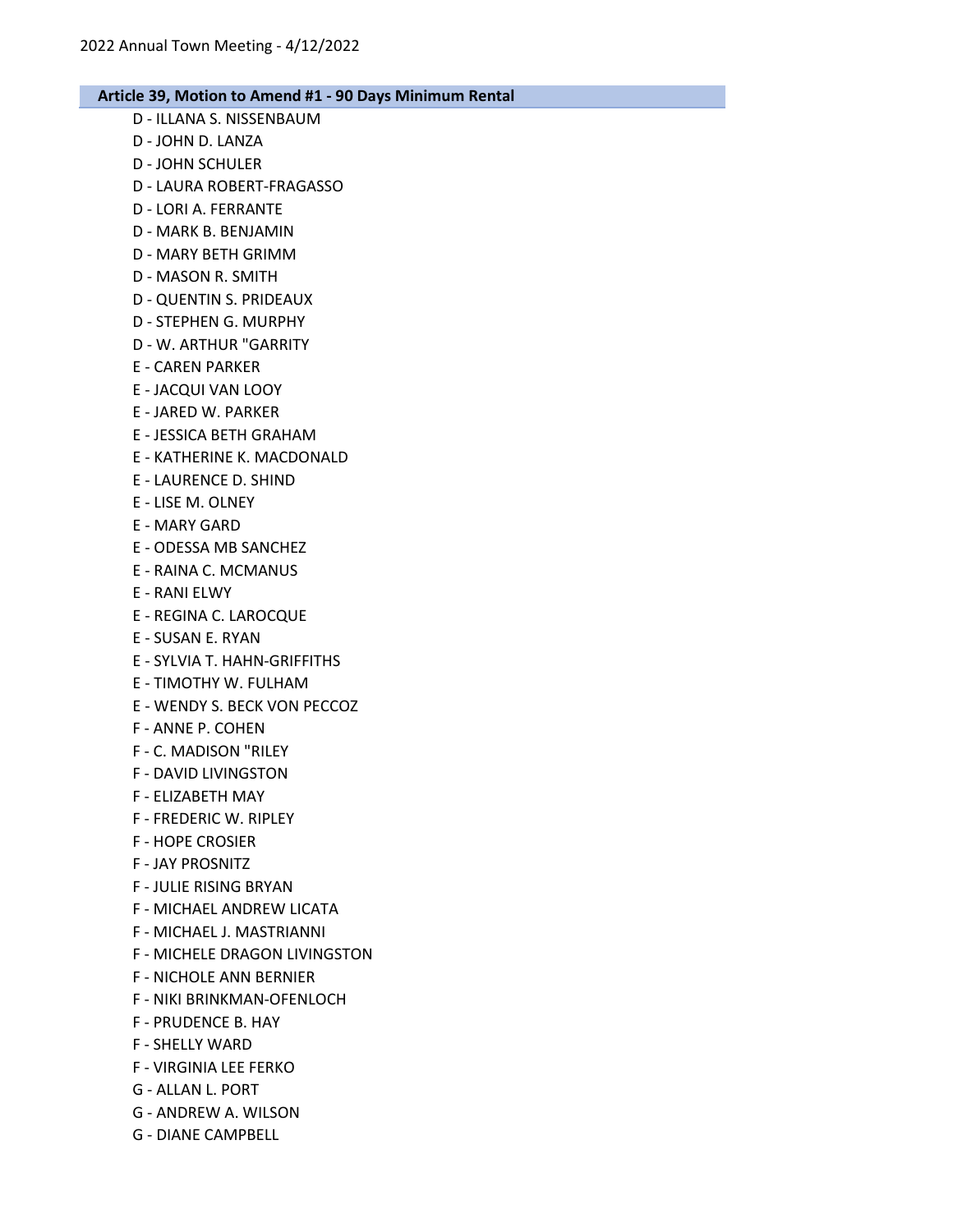## Article 39, Motion to Amend #1 - 90 Days Minimum Rental

- D - ILLANA S. NISSENBAUM
- D - JOHN D. LANZA
- D - JOHN SCHULER
- D - LAURA ROBERT-FRAGASSO
- D - LORI A. FERRANTE
- D - MARK B. BENJAMIN
- D - MARY BETH GRIMM
- D - MASON R. SMITH
- D - QUENTIN S. PRIDEAUX
- D - STEPHEN G. MURPHY
- D - W. ARTHUR "GARRITY
- E - CAREN PARKER
- E - JACQUI VAN LOOY
- E - JARED W. PARKER
- E - JESSICA BETH GRAHAM
- E - KATHERINE K. MACDONALD
- E - LAURENCE D. SHIND
- E - LISE M. OLNEY
- E - MARY GARD
- E - ODESSA MB SANCHEZ
- E - RAINA C. MCMANUS
- E - RANI ELWY
- E - REGINA C. LAROCQUE
- E - SUSAN E. RYAN
- E - SYLVIA T. HAHN-GRIFFITHS
- E - TIMOTHY W. FULHAM
- E - WENDY S. BECK VON PECCOZ
- F - ANNE P. COHEN
- F - C. MADISON "RILEY
- F - DAVID LIVINGSTON
- F - ELIZABETH MAY
- F - FREDERIC W. RIPLEY
- F - HOPE CROSIER
- F - JAY PROSNITZ
- F - JULIE RISING BRYAN
- F - MICHAEL ANDREW LICATA
- F - MICHAEL J. MASTRIANNI
- F - MICHELE DRAGON LIVINGSTON
- F - NICHOLE ANN BERNIER
- F - NIKI BRINKMAN-OFENLOCH
- F - PRUDENCE B. HAY
- F - SHELLY WARD
- F - VIRGINIA LEE FERKO
- G - ALLAN L. PORT
- G - ANDREW A. WILSON
- G - DIANE CAMPBELL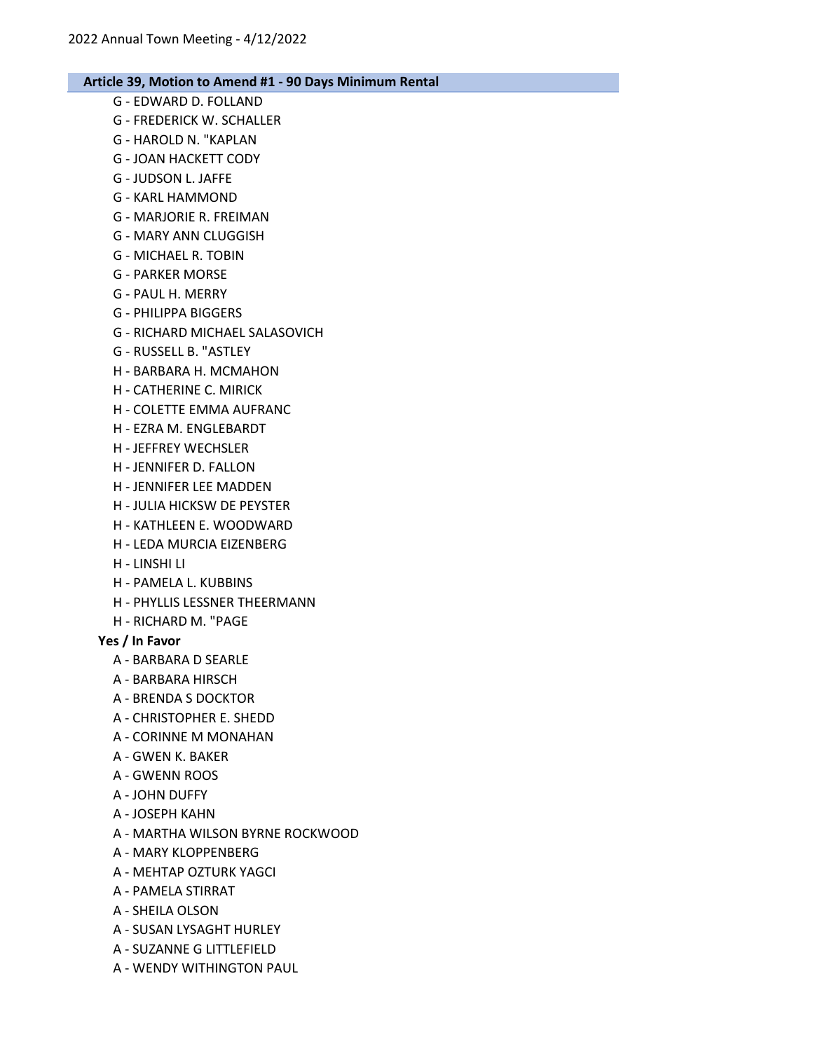## Article 39, Motion to Amend #1 - 90 Days Minimum Rental

- G - EDWARD D. FOLLAND
- G - FREDERICK W. SCHALLER
- G - HAROLD N. "KAPLAN
- G - JOAN HACKETT CODY
- G - JUDSON L. JAFFE
- G - KARL HAMMOND
- G - MARJORIE R. FREIMAN
- G - MARY ANN CLUGGISH
- G - MICHAEL R. TOBIN
- G - PARKER MORSE
- G - PAUL H. MERRY
- G - PHILIPPA BIGGERS
- G - RICHARD MICHAEL SALASOVICH
- G - RUSSELL B. "ASTLEY
- H - BARBARA H. MCMAHON
- H - CATHERINE C. MIRICK
- H - COLETTE EMMA AUFRANC
- H - EZRA M. ENGLEBARDT
- H - JEFFREY WECHSLER
- H - JENNIFER D. FALLON
- H - JENNIFER LEE MADDEN
- H - JULIA HICKSW DE PEYSTER
- H - KATHLEEN E. WOODWARD
- H - LEDA MURCIA EIZENBERG
- H - LINSHI LI
- H - PAMELA L. KUBBINS
- H - PHYLLIS LESSNER THEERMANN
- H - RICHARD M. "PAGE

**Yes / In Favor**

- A - BARBARA D SEARLE
- A - BARBARA HIRSCH
- A - BRENDA S DOCKTOR
- A - CHRISTOPHER E. SHEDD
- A - CORINNE M MONAHAN
- A - GWEN K. BAKER
- A - GWENN ROOS
- A - JOHN DUFFY
- A - JOSEPH KAHN
- A - MARTHA WILSON BYRNE ROCKWOOD
- A - MARY KLOPPENBERG
- A - MEHTAP OZTURK YAGCI
- A - PAMELA STIRRAT
- A - SHEILA OLSON
- A - SUSAN LYSAGHT HURLEY
- A - SUZANNE G LITTLEFIELD
- A - WENDY WITHINGTON PAUL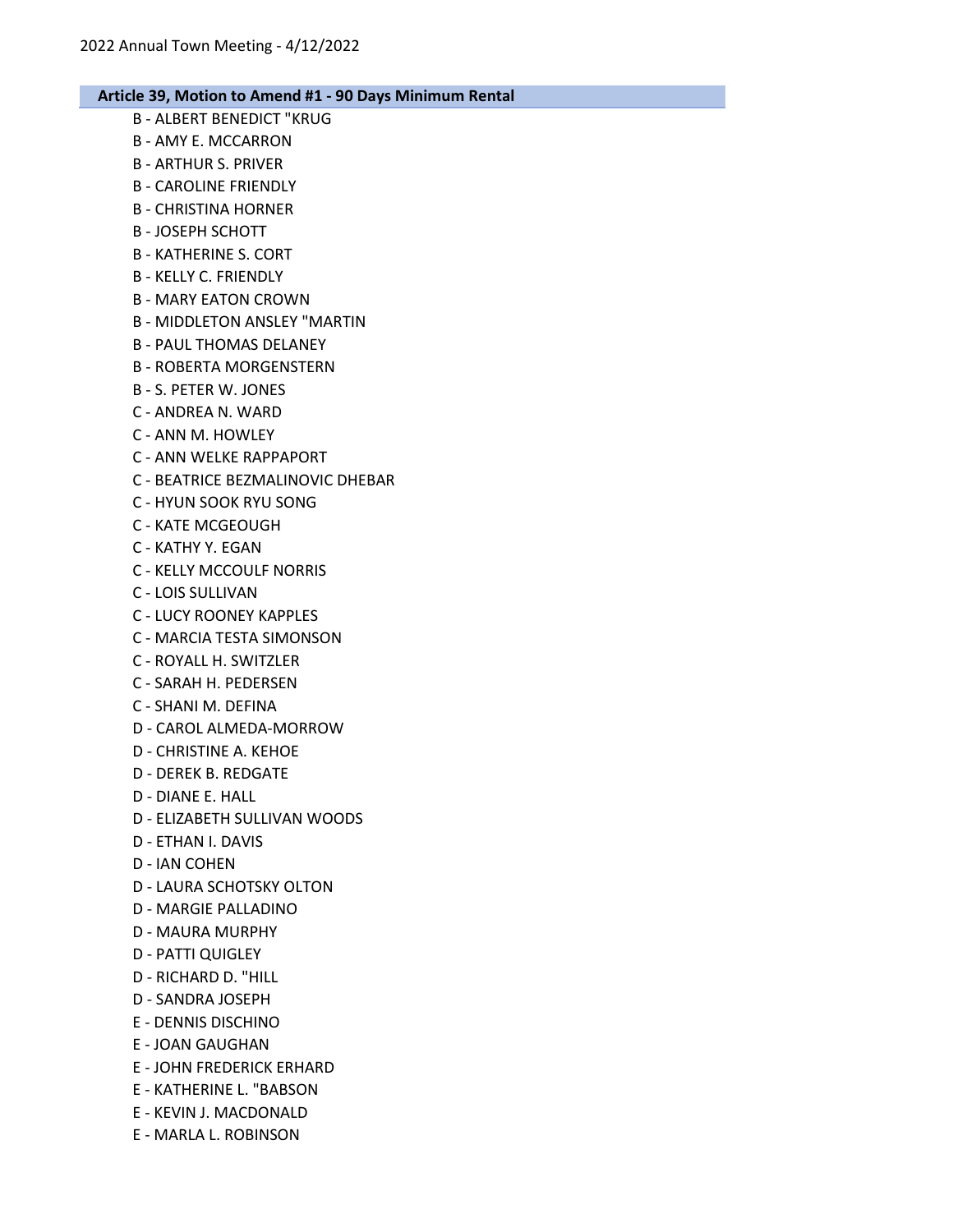## Article 39, Motion to Amend #1 - 90 Days Minimum Rental

B - ALBERT BENEDICT "KRUG
B - AMY E. MCCARRON
B - ARTHUR S. PRIVER
B - CAROLINE FRIENDLY
B - CHRISTINA HORNER
B - JOSEPH SCHOTT
B - KATHERINE S. CORT
B - KELLY C. FRIENDLY
B - MARY EATON CROWN
B - MIDDLETON ANSLEY "MARTIN
B - PAUL THOMAS DELANEY
B - ROBERTA MORGENSTERN
B - S. PETER W. JONES
C - ANDREA N. WARD
C - ANN M. HOWLEY
C - ANN WELKE RAPPAPORT
C - BEATRICE BEZMALINOVIC DHEBAR
C - HYUN SOOK RYU SONG
C - KATE MCGEOUGH
C - KATHY Y. EGAN
C - KELLY MCCOULF NORRIS
C - LOIS SULLIVAN
C - LUCY ROONEY KAPPLES
C - MARCIA TESTA SIMONSON
C - ROYALL H. SWITZLER
C - SARAH H. PEDERSEN
C - SHANI M. DEFINA
D - CAROL ALMEDA-MORROW
D - CHRISTINE A. KEHOE
D - DEREK B. REDGATE
D - DIANE E. HALL
D - ELIZABETH SULLIVAN WOODS
D - ETHAN I. DAVIS
D - IAN COHEN
D - LAURA SCHOTSKY OLTON
D - MARGIE PALLADINO
D - MAURA MURPHY
D - PATTI QUIGLEY
D - RICHARD D. "HILL
D - SANDRA JOSEPH
E - DENNIS DISCHINO
E - JOAN GAUGHAN
E - JOHN FREDERICK ERHARD
E - KATHERINE L. "BABSON
E - KEVIN J. MACDONALD
E - MARLA L. ROBINSON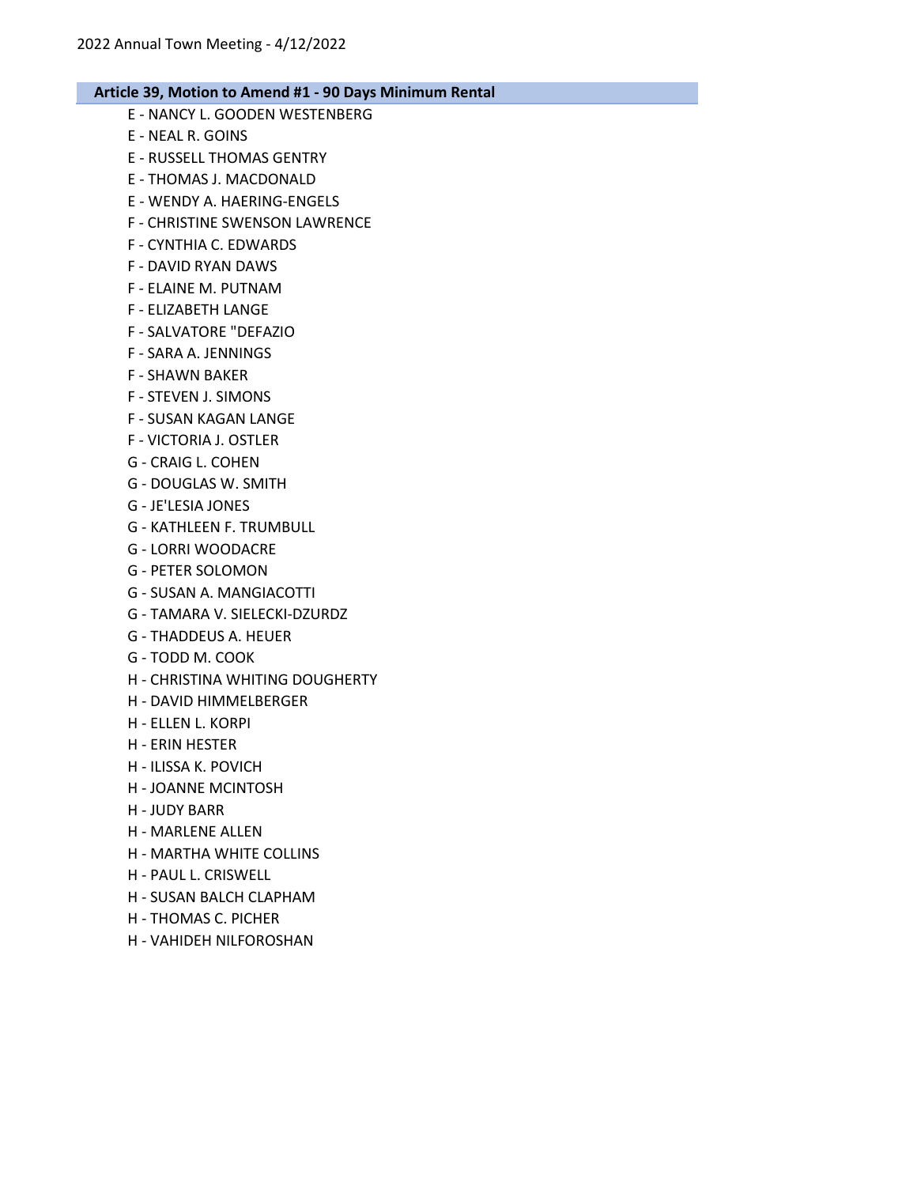## Article 39, Motion to Amend #1 - 90 Days Minimum Rental

- E - NANCY L. GOODEN WESTENBERG
- E - NEAL R. GOINS
- E - RUSSELL THOMAS GENTRY
- E - THOMAS J. MACDONALD
- E - WENDY A. HAERING-ENGELS
- F - CHRISTINE SWENSON LAWRENCE
- F - CYNTHIA C. EDWARDS
- F - DAVID RYAN DAWS
- F - ELAINE M. PUTNAM
- F - ELIZABETH LANGE
- F - SALVATORE "DEFAZIO
- F - SARA A. JENNINGS
- F - SHAWN BAKER
- F - STEVEN J. SIMONS
- F - SUSAN KAGAN LANGE
- F - VICTORIA J. OSTLER
- G - CRAIG L. COHEN
- G - DOUGLAS W. SMITH
- G - JE'LESIA JONES
- G - KATHLEEN F. TRUMBULL
- G - LORRI WOODACRE
- G - PETER SOLOMON
- G - SUSAN A. MANGIACOTTI
- G - TAMARA V. SIELECKI-DZURDZ
- G - THADDEUS A. HEUER
- G - TODD M. COOK
- H - CHRISTINA WHITING DOUGHERTY
- H - DAVID HIMMELBERGER
- H - ELLEN L. KORPI
- H - ERIN HESTER
- H - ILISSA K. POVICH
- H - JOANNE MCINTOSH
- H - JUDY BARR
- H - MARLENE ALLEN
- H - MARTHA WHITE COLLINS
- H - PAUL L. CRISWELL
- H - SUSAN BALCH CLAPHAM
- H - THOMAS C. PICHER
- H - VAHIDEH NILFOROSHAN